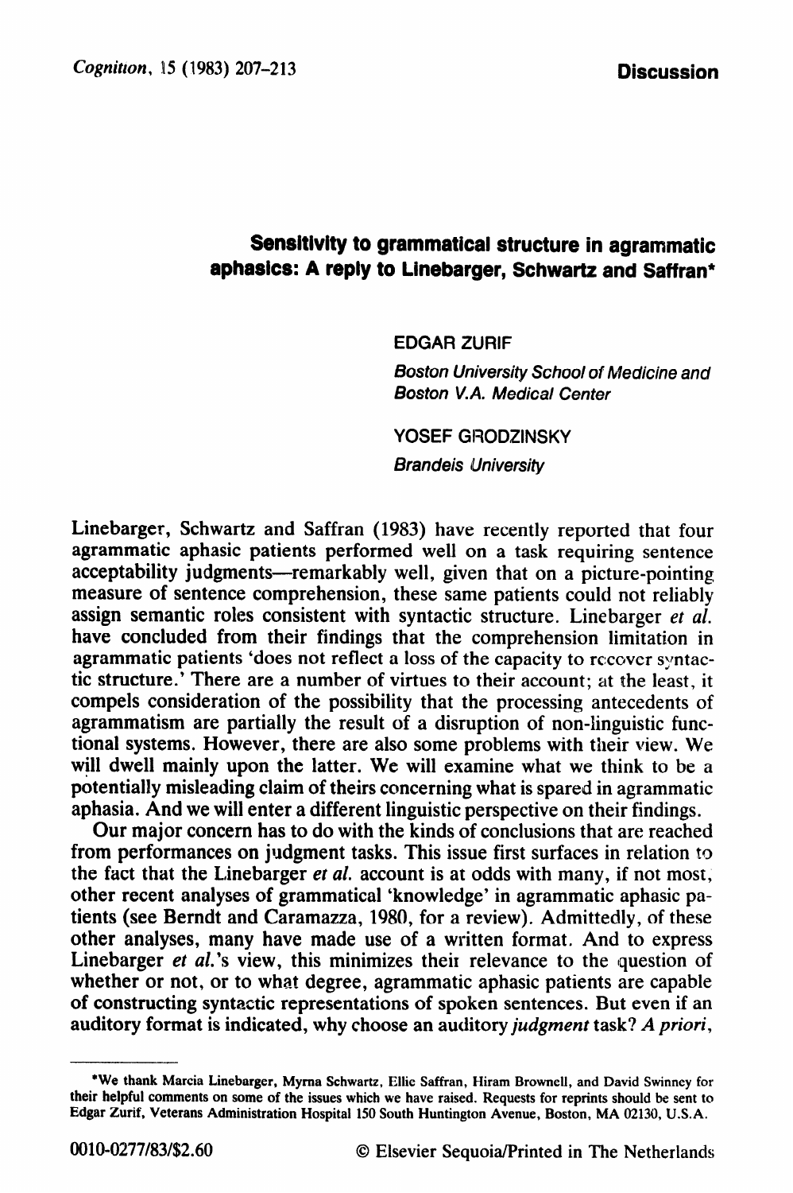**Discussion**

# Sensitivity to grammatical structure in agrammatic aphasics: A reply to Linebarger, Schwartz and Saffran*

EDGAR ZURIF

*Boston University School of Medicine and Boston V.A. Medical Center*

YOSEF GRODZINSKY

*Brandeis University*

Linebarger, Schwartz and Saffran (1983) have recently reported that four agrammatic aphasic patients performed well on a task requiring sentence acceptability judgments—remarkably well, given that on a picture-pointing measure of sentence comprehension, these same patients could not reliably assign semantic roles consistent with syntactic structure. Linebarger *et al.* have concluded from their findings that the comprehension limitation in agrammatic patients 'does not reflect a loss of the capacity to recover syntactic structure.' There are a number of virtues to their account; at the least, it compels consideration of the possibility that the processing antecedents of agrammatism are partially the result of a disruption of non-linguistic functional systems. However, there are also some problems with their view. We will dwell mainly upon the latter. We will examine what we think to be a potentially misleading claim of theirs concerning what is spared in agrammatic aphasia. And we will enter a different linguistic perspective on their findings.

Our major concern has to do with the kinds of conclusions that are reached from performances on judgment tasks. This issue first surfaces in relation to the fact that the Linebarger *et al.* account is at odds with many, if not most, other recent analyses of grammatical 'knowledge' in agrammatic aphasic patients (see Berndt and Caramazza, 1980, for a review). Admittedly, of these other analyses, many have made use of a written format. And to express Linebarger *et al.*'s view, this minimizes their relevance to the question of whether or not, or to what degree, agrammatic aphasic patients are capable of constructing syntactic representations of spoken sentences. But even if an auditory format is indicated, why choose an auditory *judgment* task? *A priori*,

---

*We thank Marcia Linebarger, Myrna Schwartz, Ellie Saffran, Hiram Brownell, and David Swinney for their helpful comments on some of the issues which we have raised. Requests for reprints should be sent to Edgar Zurif, Veterans Administration Hospital 150 South Huntington Avenue, Boston, MA 02130, U.S.A.

0010-0277/83/$2.60 © Elsevier Sequoia/Printed in The Netherlands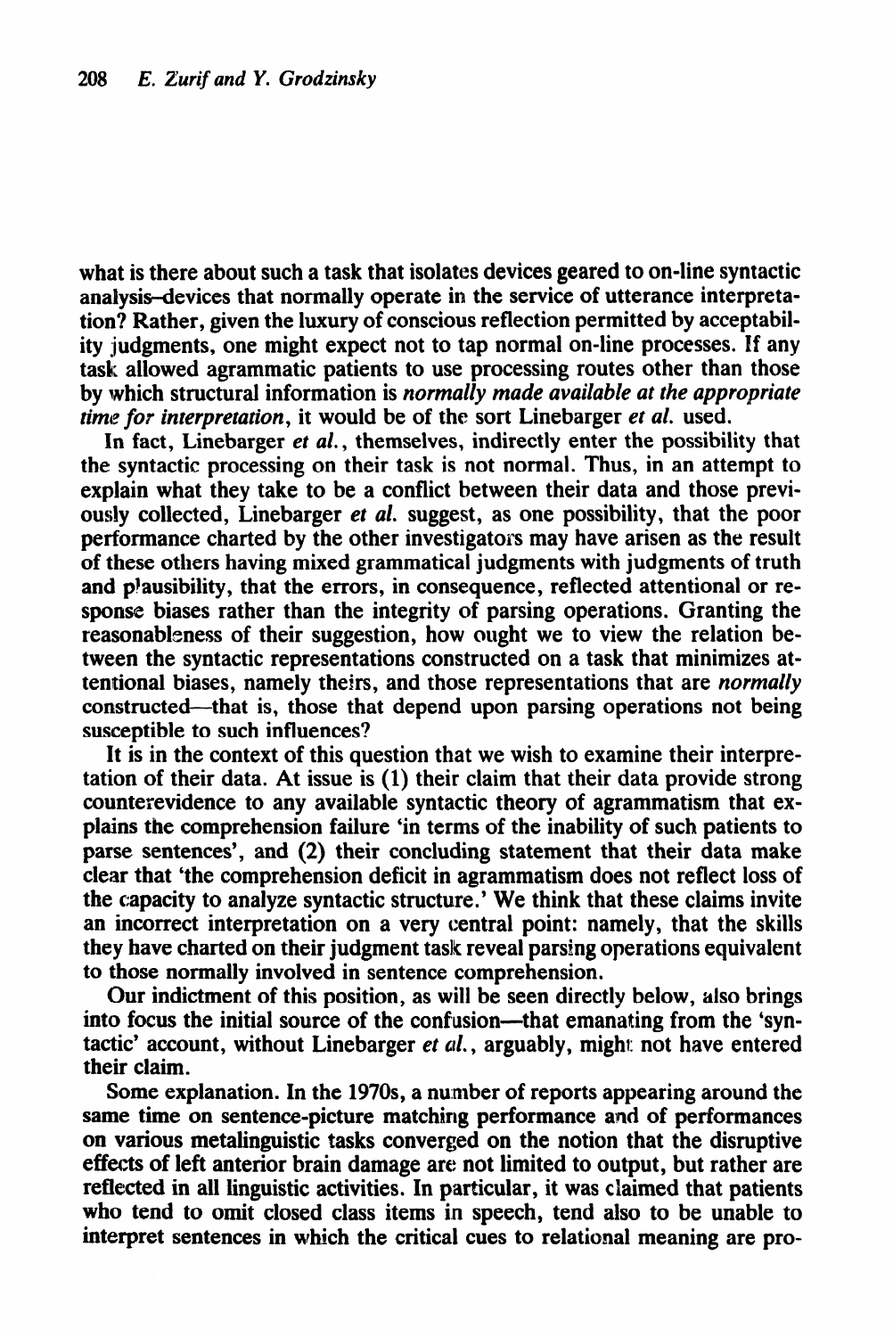what is there about such a task that isolates devices geared to on-line syntactic analysis–devices that normally operate in the service of utterance interpretation? Rather, given the luxury of conscious reflection permitted by acceptability judgments, one might expect not to tap normal on-line processes. If any task allowed agrammatic patients to use processing routes other than those by which structural information is *normally made available at the appropriate time for interpretation*, it would be of the sort Linebarger *et al.* used.

In fact, Linebarger *et al.*, themselves, indirectly enter the possibility that the syntactic processing on their task is not normal. Thus, in an attempt to explain what they take to be a conflict between their data and those previously collected, Linebarger *et al.* suggest, as one possibility, that the poor performance charted by the other investigators may have arisen as the result of these others having mixed grammatical judgments with judgments of truth and plausibility, that the errors, in consequence, reflected attentional or response biases rather than the integrity of parsing operations. Granting the reasonableness of their suggestion, how ought we to view the relation between the syntactic representations constructed on a task that minimizes attentional biases, namely theirs, and those representations that are *normally* constructed—that is, those that depend upon parsing operations not being susceptible to such influences?

It is in the context of this question that we wish to examine their interpretation of their data. At issue is (1) their claim that their data provide strong counterevidence to any available syntactic theory of agrammatism that explains the comprehension failure 'in terms of the inability of such patients to parse sentences', and (2) their concluding statement that their data make clear that 'the comprehension deficit in agrammatism does not reflect loss of the capacity to analyze syntactic structure.' We think that these claims invite an incorrect interpretation on a very central point: namely, that the skills they have charted on their judgment task reveal parsing operations equivalent to those normally involved in sentence comprehension.

Our indictment of this position, as will be seen directly below, also brings into focus the initial source of the confusion—that emanating from the 'syntactic' account, without Linebarger *et al.*, arguably, might not have entered their claim.

Some explanation. In the 1970s, a number of reports appearing around the same time on sentence-picture matching performance and of performances on various metalinguistic tasks converged on the notion that the disruptive effects of left anterior brain damage are not limited to output, but rather are reflected in all linguistic activities. In particular, it was claimed that patients who tend to omit closed class items in speech, tend also to be unable to interpret sentences in which the critical cues to relational meaning are pro-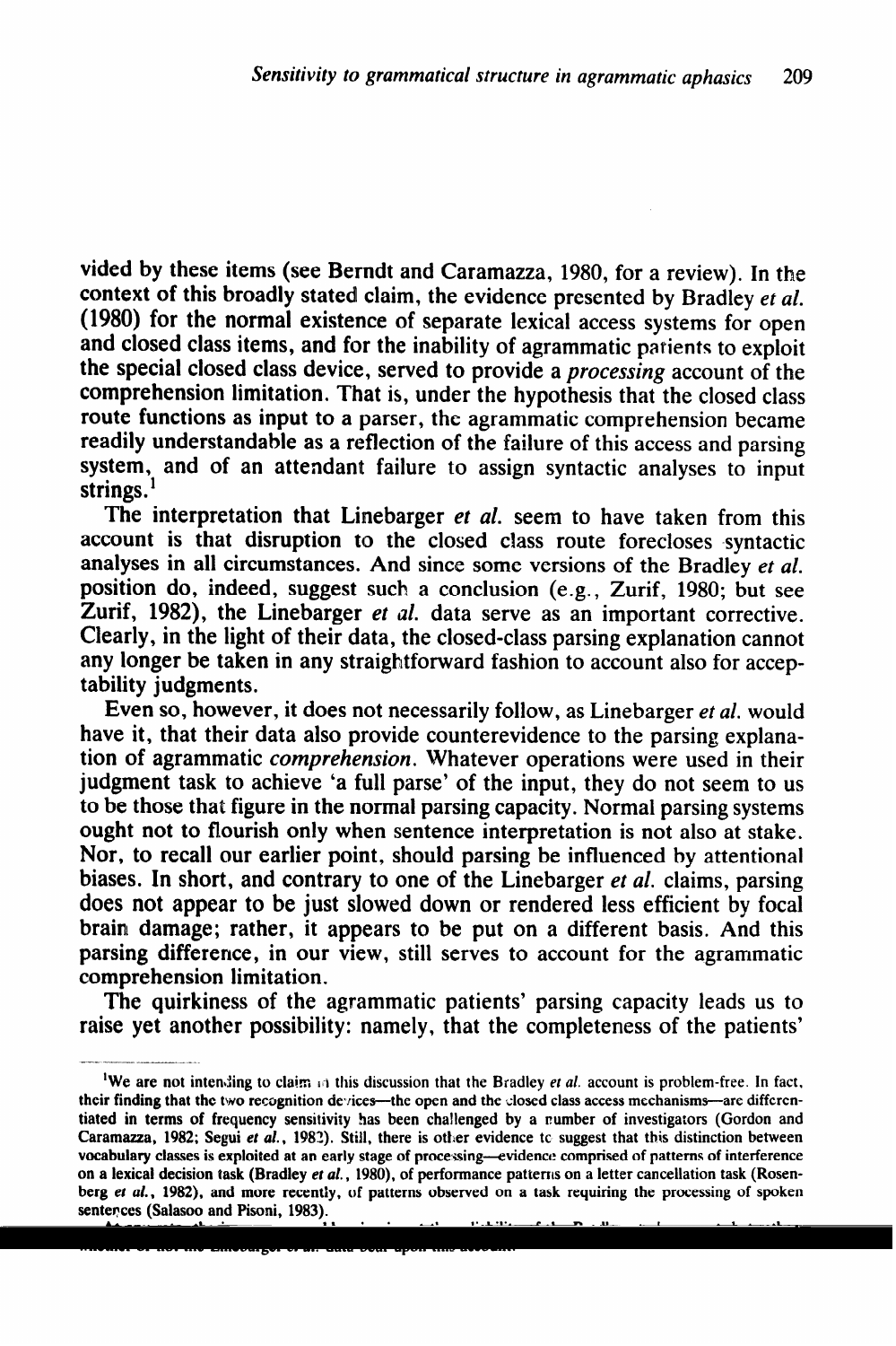vided by these items (see Berndt and Caramazza, 1980, for a review). In the context of this broadly stated claim, the evidence presented by Bradley *et al.* (1980) for the normal existence of separate lexical access systems for open and closed class items, and for the inability of agrammatic patients to exploit the special closed class device, served to provide a *processing* account of the comprehension limitation. That is, under the hypothesis that the closed class route functions as input to a parser, the agrammatic comprehension became readily understandable as a reflection of the failure of this access and parsing system, and of an attendant failure to assign syntactic analyses to input strings.[1]

The interpretation that Linebarger *et al.* seem to have taken from this account is that disruption to the closed class route forecloses syntactic analyses in all circumstances. And since some versions of the Bradley *et al.* position do, indeed, suggest such a conclusion (e.g., Zurif, 1980; but see Zurif, 1982), the Linebarger *et al.* data serve as an important corrective. Clearly, in the light of their data, the closed-class parsing explanation cannot any longer be taken in any straightforward fashion to account also for acceptability judgments.

Even so, however, it does not necessarily follow, as Linebarger *et al.* would have it, that their data also provide counterevidence to the parsing explanation of agrammatic *comprehension*. Whatever operations were used in their judgment task to achieve 'a full parse' of the input, they do not seem to us to be those that figure in the normal parsing capacity. Normal parsing systems ought not to flourish only when sentence interpretation is not also at stake. Nor, to recall our earlier point, should parsing be influenced by attentional biases. In short, and contrary to one of the Linebarger *et al.* claims, parsing does not appear to be just slowed down or rendered less efficient by focal brain damage; rather, it appears to be put on a different basis. And this parsing difference, in our view, still serves to account for the agrammatic comprehension limitation.

The quirkiness of the agrammatic patients' parsing capacity leads us to raise yet another possibility: namely, that the completeness of the patients'

---

[1]We are not intending to claim in this discussion that the Bradley *et al.* account is problem-free. In fact, their finding that the two recognition devices—the open and the closed class access mechanisms—are differentiated in terms of frequency sensitivity has been challenged by a number of investigators (Gordon and Caramazza, 1982; Segui *et al.*, 1982). Still, there is other evidence to suggest that this distinction between vocabulary classes is exploited at an early stage of processing—evidence comprised of patterns of interference on a lexical decision task (Bradley *et al.*, 1980), of performance patterns on a letter cancellation task (Rosenberg *et al.*, 1982), and more recently, of patterns observed on a task requiring the processing of spoken sentences (Salasoo and Pisoni, 1983).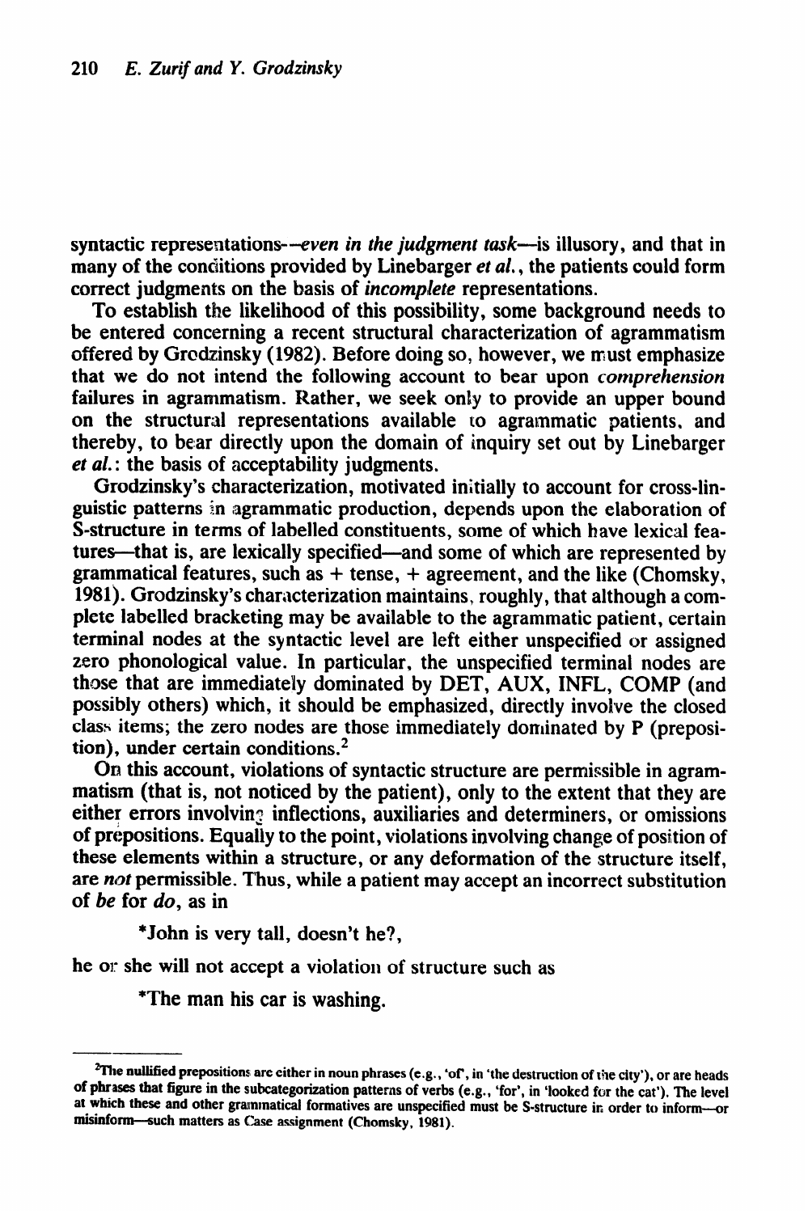syntactic representations—*even in the judgment task*—is illusory, and that in many of the conditions provided by Linebarger *et al.*, the patients could form correct judgments on the basis of *incomplete* representations.

To establish the likelihood of this possibility, some background needs to be entered concerning a recent structural characterization of agrammatism offered by Grodzinsky (1982). Before doing so, however, we must emphasize that we do not intend the following account to bear upon *comprehension* failures in agrammatism. Rather, we seek only to provide an upper bound on the structural representations available to agrammatic patients, and thereby, to bear directly upon the domain of inquiry set out by Linebarger *et al.*: the basis of acceptability judgments.

Grodzinsky's characterization, motivated initially to account for cross-linguistic patterns in agrammatic production, depends upon the elaboration of S-structure in terms of labelled constituents, some of which have lexical features—that is, are lexically specified—and some of which are represented by grammatical features, such as + tense, + agreement, and the like (Chomsky, 1981). Grodzinsky's characterization maintains, roughly, that although a complete labelled bracketing may be available to the agrammatic patient, certain terminal nodes at the syntactic level are left either unspecified or assigned zero phonological value. In particular, the unspecified terminal nodes are those that are immediately dominated by DET, AUX, INFL, COMP (and possibly others) which, it should be emphasized, directly involve the closed class items; the zero nodes are those immediately dominated by P (preposition), under certain conditions.[2]

On this account, violations of syntactic structure are permissible in agrammatism (that is, not noticed by the patient), only to the extent that they are either errors involving inflections, auxiliaries and determiners, or omissions of prepositions. Equally to the point, violations involving change of position of these elements within a structure, or any deformation of the structure itself, are *not* permissible. Thus, while a patient may accept an incorrect substitution of *be* for *do*, as in

> *John is very tall, doesn't he?,

he or she will not accept a violation of structure such as

> *The man his car is washing.

---

[2]The nullified prepositions are either in noun phrases (e.g., 'of', in 'the destruction of the city'), or are heads of phrases that figure in the subcategorization patterns of verbs (e.g., 'for', in 'looked for the cat'). The level at which these and other grammatical formatives are unspecified must be S-structure in order to inform—or misinform—such matters as Case assignment (Chomsky, 1981).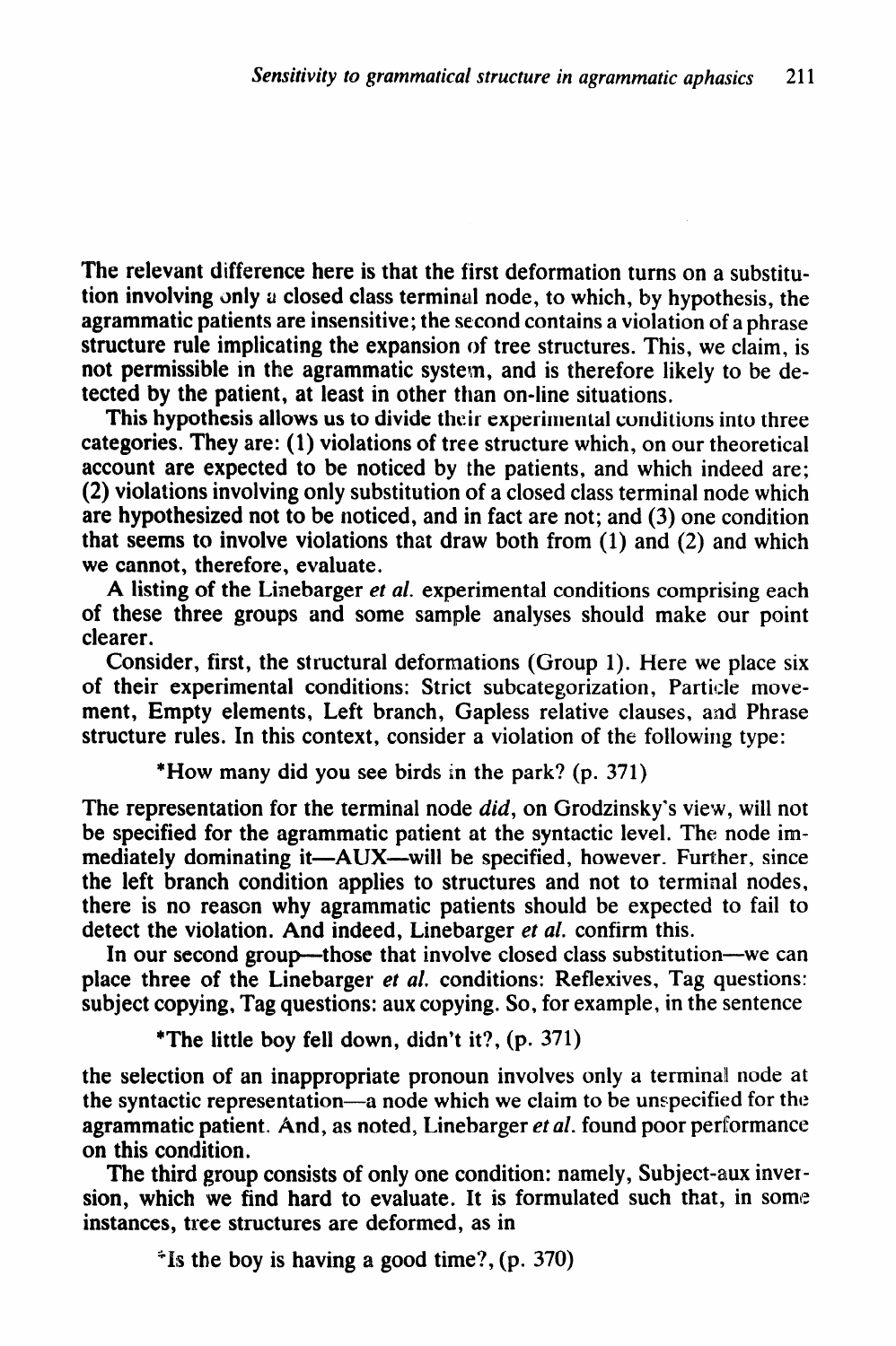The relevant difference here is that the first deformation turns on a substitution involving only a closed class terminal node, to which, by hypothesis, the agrammatic patients are insensitive; the second contains a violation of a phrase structure rule implicating the expansion of tree structures. This, we claim, is not permissible in the agrammatic system, and is therefore likely to be detected by the patient, at least in other than on-line situations.

This hypothesis allows us to divide their experimental conditions into three categories. They are: (1) violations of tree structure which, on our theoretical account are expected to be noticed by the patients, and which indeed are; (2) violations involving only substitution of a closed class terminal node which are hypothesized not to be noticed, and in fact are not; and (3) one condition that seems to involve violations that draw both from (1) and (2) and which we cannot, therefore, evaluate.

A listing of the Linebarger *et al.* experimental conditions comprising each of these three groups and some sample analyses should make our point clearer.

Consider, first, the structural deformations (Group 1). Here we place six of their experimental conditions: Strict subcategorization, Particle movement, Empty elements, Left branch, Gapless relative clauses, and Phrase structure rules. In this context, consider a violation of the following type:

> *How many did you see birds in the park? (p. 371)

The representation for the terminal node *did*, on Grodzinsky's view, will not be specified for the agrammatic patient at the syntactic level. The node immediately dominating it—AUX—will be specified, however. Further, since the left branch condition applies to structures and not to terminal nodes, there is no reason why agrammatic patients should be expected to fail to detect the violation. And indeed, Linebarger *et al.* confirm this.

In our second group—those that involve closed class substitution—we can place three of the Linebarger *et al.* conditions: Reflexives, Tag questions: subject copying, Tag questions: aux copying. So, for example, in the sentence

> *The little boy fell down, didn't it?, (p. 371)

the selection of an inappropriate pronoun involves only a terminal node at the syntactic representation—a node which we claim to be unspecified for the agrammatic patient. And, as noted, Linebarger *et al.* found poor performance on this condition.

The third group consists of only one condition: namely, Subject-aux inversion, which we find hard to evaluate. It is formulated such that, in some instances, tree structures are deformed, as in

> *Is the boy is having a good time?, (p. 370)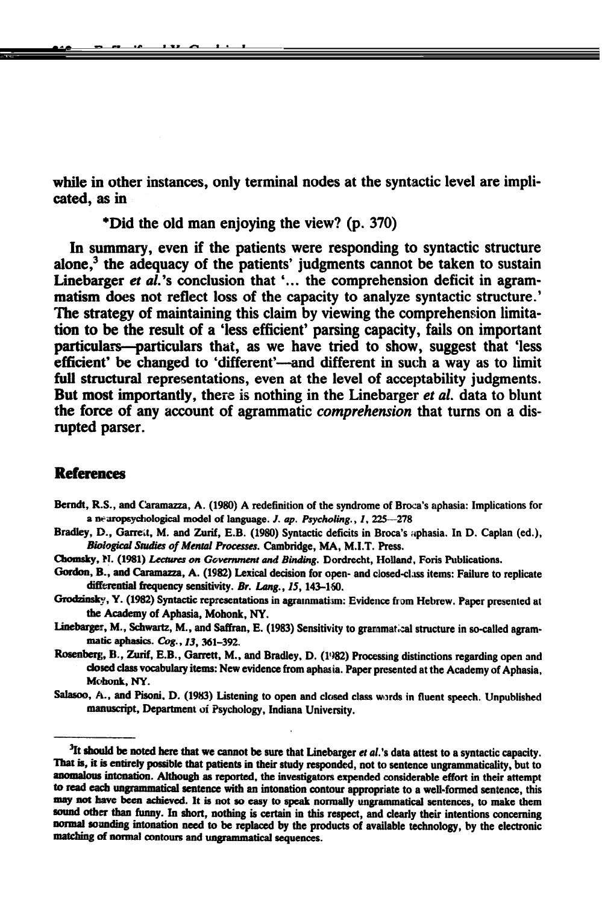while in other instances, only terminal nodes at the syntactic level are implicated, as in

*Did the old man enjoying the view? (p. 370)

In summary, even if the patients were responding to syntactic structure alone,[3] the adequacy of the patients' judgments cannot be taken to sustain Linebarger *et al.*'s conclusion that '... the comprehension deficit in agrammatism does not reflect loss of the capacity to analyze syntactic structure.' The strategy of maintaining this claim by viewing the comprehension limitation to be the result of a 'less efficient' parsing capacity, fails on important particulars—particulars that, as we have tried to show, suggest that 'less efficient' be changed to 'different'—and different in such a way as to limit full structural representations, even at the level of acceptability judgments. But most importantly, there is nothing in the Linebarger *et al.* data to blunt the force of any account of agrammatic *comprehension* that turns on a disrupted parser.

## References

Berndt, R.S., and Caramazza, A. (1980) A redefinition of the syndrome of Broca's aphasia: Implications for a neuropsychological model of language. *J. ap. Psycholing.*, *1*, 225—278

Bradley, D., Garrett, M. and Zurif, E.B. (1980) Syntactic deficits in Broca's aphasia. In D. Caplan (ed.), *Biological Studies of Mental Processes*. Cambridge, MA, M.I.T. Press.

Chomsky, N. (1981) *Lectures on Government and Binding*. Dordrecht, Holland, Foris Publications.

Gordon, B., and Caramazza, A. (1982) Lexical decision for open- and closed-class items: Failure to replicate differential frequency sensitivity. *Br. Lang.*, *15*, 143–160.

Grodzinsky, Y. (1982) Syntactic representations in agrammatism: Evidence from Hebrew. Paper presented at the Academy of Aphasia, Mohonk, NY.

Linebarger, M., Schwartz, M., and Saffran, E. (1983) Sensitivity to grammatical structure in so-called agrammatic aphasics. *Cog.*, *13*, 361–392.

Rosenberg, B., Zurif, E.B., Garrett, M., and Bradley, D. (1982) Processing distinctions regarding open and closed class vocabulary items: New evidence from aphasia. Paper presented at the Academy of Aphasia, Mohonk, NY.

Salasoo, A., and Pisoni, D. (1983) Listening to open and closed class words in fluent speech. Unpublished manuscript, Department of Psychology, Indiana University.

---

[3]It should be noted here that we cannot be sure that Linebarger *et al.*'s data attest to a syntactic capacity. That is, it is entirely possible that patients in their study responded, not to sentence ungrammaticality, but to anomalous intonation. Although as reported, the investigators expended considerable effort in their attempt to read each ungrammatical sentence with an intonation contour appropriate to a well-formed sentence, this may not have been achieved. It is not so easy to speak normally ungrammatical sentences, to make them sound other than funny. In short, nothing is certain in this respect, and clearly their intentions concerning normal sounding intonation need to be replaced by the products of available technology, by the electronic matching of normal contours and ungrammatical sequences.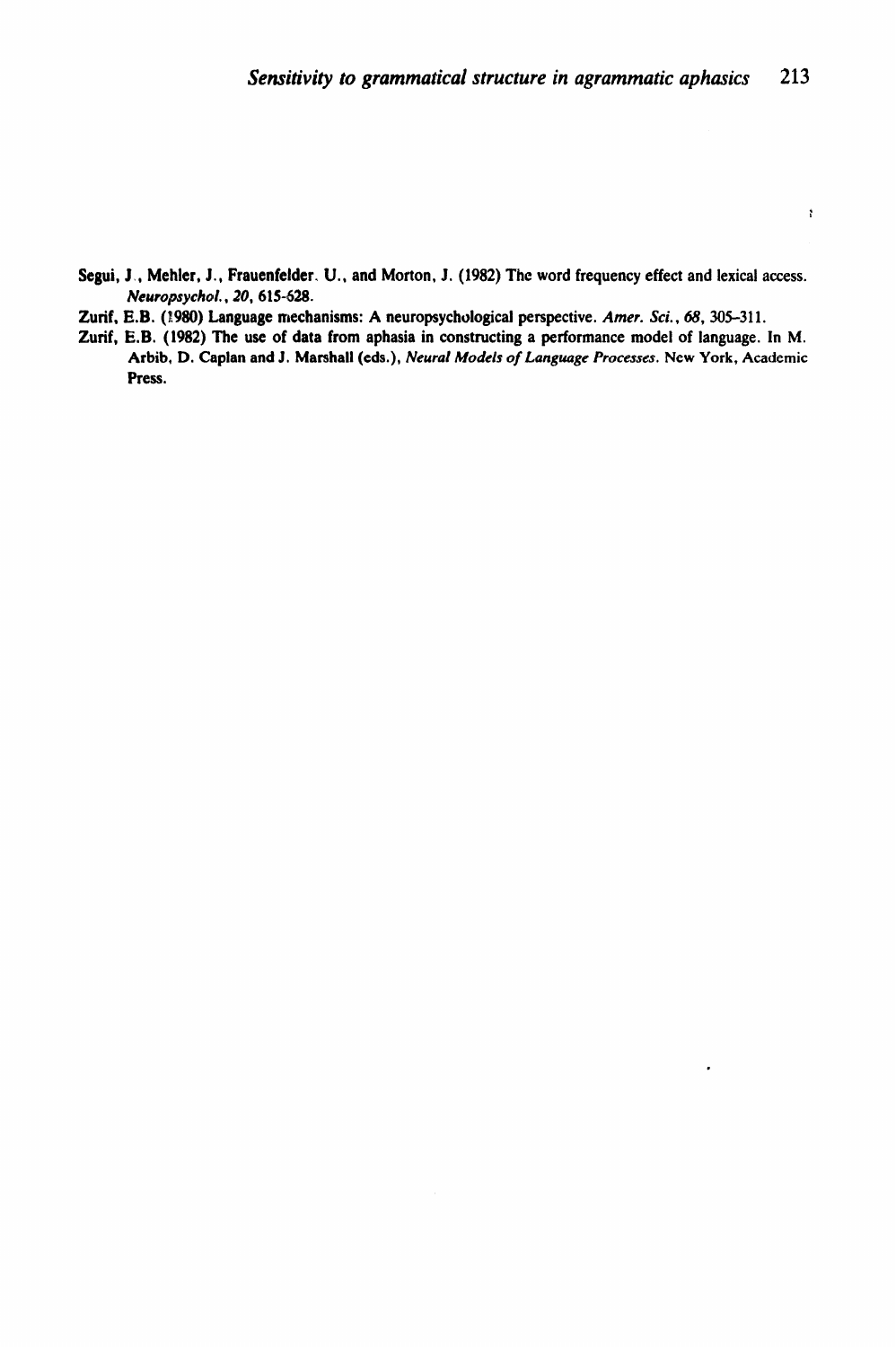Segui, J., Mehler, J., Frauenfelder, U., and Morton, J. (1982) The word frequency effect and lexical access. *Neuropsychol.*, *20*, 615-628.

Zurif, E.B. (1980) Language mechanisms: A neuropsychological perspective. *Amer. Sci.*, *68*, 305–311.

Zurif, E.B. (1982) The use of data from aphasia in constructing a performance model of language. In M. Arbib, D. Caplan and J. Marshall (eds.), *Neural Models of Language Processes*. New York, Academic Press.